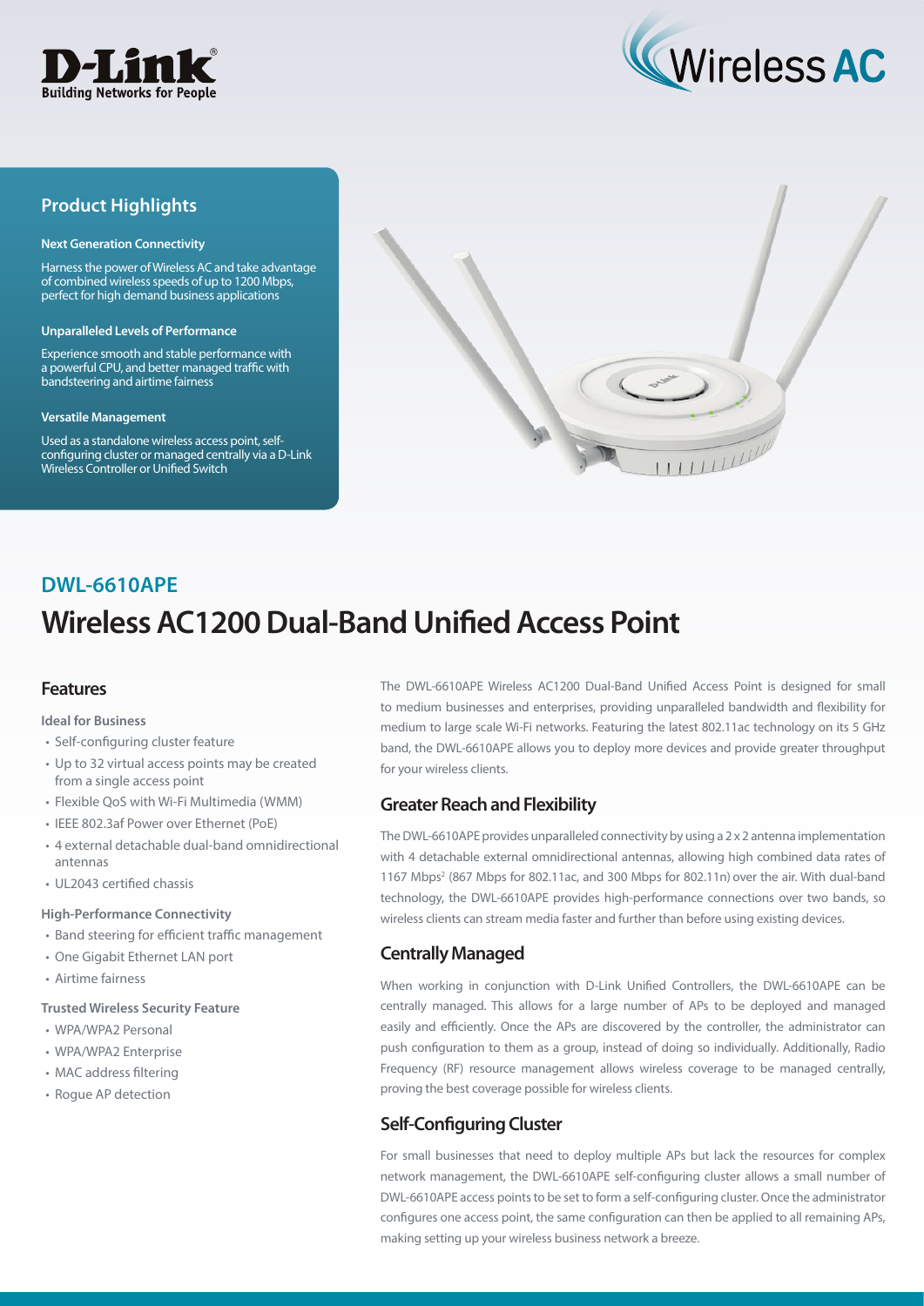D-Link
Building Networks for People

Wireless AC

## Product Highlights

**Next Generation Connectivity**

Harness the power of Wireless AC and take advantage of combined wireless speeds of up to 1200 Mbps, perfect for high demand business applications

**Unparalleled Levels of Performance**

Experience smooth and stable performance with a powerful CPU, and better managed traffic with bandsteering and airtime fairness

**Versatile Management**

Used as a standalone wireless access point, self-configuring cluster or managed centrally via a D-Link Wireless Controller or Unified Switch

## DWL-6610APE

# Wireless AC1200 Dual-Band Unified Access Point

## Features

**Ideal for Business**

- Self-configuring cluster feature
- Up to 32 virtual access points may be created from a single access point
- Flexible QoS with Wi-Fi Multimedia (WMM)
- IEEE 802.3af Power over Ethernet (PoE)
- 4 external detachable dual-band omnidirectional antennas
- UL2043 certified chassis

**High-Performance Connectivity**

- Band steering for efficient traffic management
- One Gigabit Ethernet LAN port
- Airtime fairness

**Trusted Wireless Security Feature**

- WPA/WPA2 Personal
- WPA/WPA2 Enterprise
- MAC address filtering
- Rogue AP detection

The DWL-6610APE Wireless AC1200 Dual-Band Unified Access Point is designed for small to medium businesses and enterprises, providing unparalleled bandwidth and flexibility for medium to large scale Wi-Fi networks. Featuring the latest 802.11ac technology on its 5 GHz band, the DWL-6610APE allows you to deploy more devices and provide greater throughput for your wireless clients.

## Greater Reach and Flexibility

The DWL-6610APE provides unparalleled connectivity by using a 2 x 2 antenna implementation with 4 detachable external omnidirectional antennas, allowing high combined data rates of 1167 Mbps[2] (867 Mbps for 802.11ac, and 300 Mbps for 802.11n) over the air. With dual-band technology, the DWL-6610APE provides high-performance connections over two bands, so wireless clients can stream media faster and further than before using existing devices.

## Centrally Managed

When working in conjunction with D-Link Unified Controllers, the DWL-6610APE can be centrally managed. This allows for a large number of APs to be deployed and managed easily and efficiently. Once the APs are discovered by the controller, the administrator can push configuration to them as a group, instead of doing so individually. Additionally, Radio Frequency (RF) resource management allows wireless coverage to be managed centrally, proving the best coverage possible for wireless clients.

## Self-Configuring Cluster

For small businesses that need to deploy multiple APs but lack the resources for complex network management, the DWL-6610APE self-configuring cluster allows a small number of DWL-6610APE access points to be set to form a self-configuring cluster. Once the administrator configures one access point, the same configuration can then be applied to all remaining APs, making setting up your wireless business network a breeze.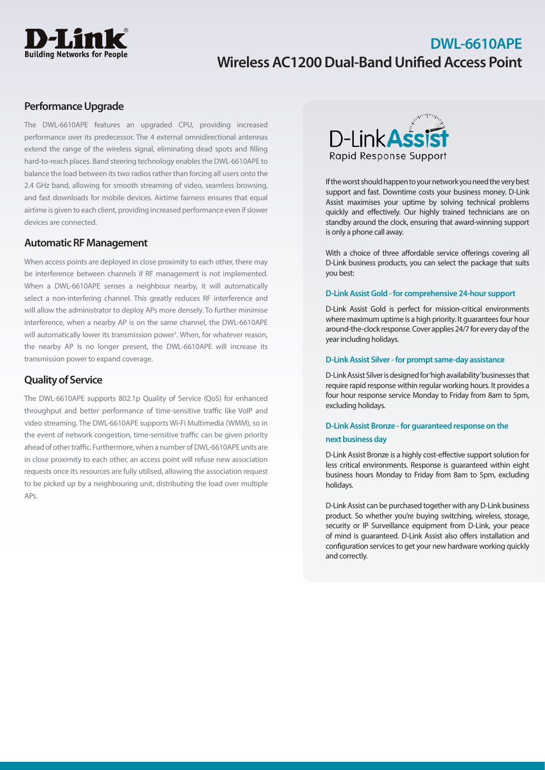# DWL-6610APE
## Wireless AC1200 Dual-Band Unified Access Point

### Performance Upgrade

The DWL-6610APE features an upgraded CPU, providing increased performance over its predecessor. The 4 external omnidirectional antennas extend the range of the wireless signal, eliminating dead spots and filling hard-to-reach places. Band steering technology enables the DWL-6610APE to balance the load between its two radios rather than forcing all users onto the 2.4 GHz band, allowing for smooth streaming of video, seamless browsing, and fast downloads for mobile devices. Airtime fairness ensures that equal airtime is given to each client, providing increased performance even if slower devices are connected.

### Automatic RF Management

When access points are deployed in close proximity to each other, there may be interference between channels if RF management is not implemented. When a DWL-6610APE senses a neighbour nearby, it will automatically select a non-interfering channel. This greatly reduces RF interference and will allow the administrator to deploy APs more densely. To further minimise interference, when a nearby AP is on the same channel, the DWL-6610APE will automatically lower its transmission power[1]. When, for whatever reason, the nearby AP is no longer present, the DWL-6610APE will increase its transmission power to expand coverage.

### Quality of Service

The DWL-6610APE supports 802.1p Quality of Service (QoS) for enhanced throughput and better performance of time-sensitive traffic like VoIP and video streaming. The DWL-6610APE supports Wi-Fi Multimedia (WMM), so in the event of network congestion, time-sensitive traffic can be given priority ahead of other traffic. Furthermore, when a number of DWL-6610APE units are in close proximity to each other, an access point will refuse new association requests once its resources are fully utilised, allowing the association request to be picked up by a neighbouring unit, distributing the load over multiple APs.

D-Link Assist
Rapid Response Support

If the worst should happen to your network you need the very best support and fast. Downtime costs your business money. D-Link Assist maximises your uptime by solving technical problems quickly and effectively. Our highly trained technicians are on standby around the clock, ensuring that award-winning support is only a phone call away.

With a choice of three affordable service offerings covering all D-Link business products, you can select the package that suits you best:

#### D-Link Assist Gold - for comprehensive 24-hour support

D-Link Assist Gold is perfect for mission-critical environments where maximum uptime is a high priority. It guarantees four hour around-the-clock response. Cover applies 24/7 for every day of the year including holidays.

#### D-Link Assist Silver - for prompt same-day assistance

D-Link Assist Silver is designed for 'high availability' businesses that require rapid response within regular working hours. It provides a four hour response service Monday to Friday from 8am to 5pm, excluding holidays.

#### D-Link Assist Bronze - for guaranteed response on the next business day

D-Link Assist Bronze is a highly cost-effective support solution for less critical environments. Response is guaranteed within eight business hours Monday to Friday from 8am to 5pm, excluding holidays.

D-Link Assist can be purchased together with any D-Link business product. So whether you're buying switching, wireless, storage, security or IP Surveillance equipment from D-Link, your peace of mind is guaranteed. D-Link Assist also offers installation and configuration services to get your new hardware working quickly and correctly.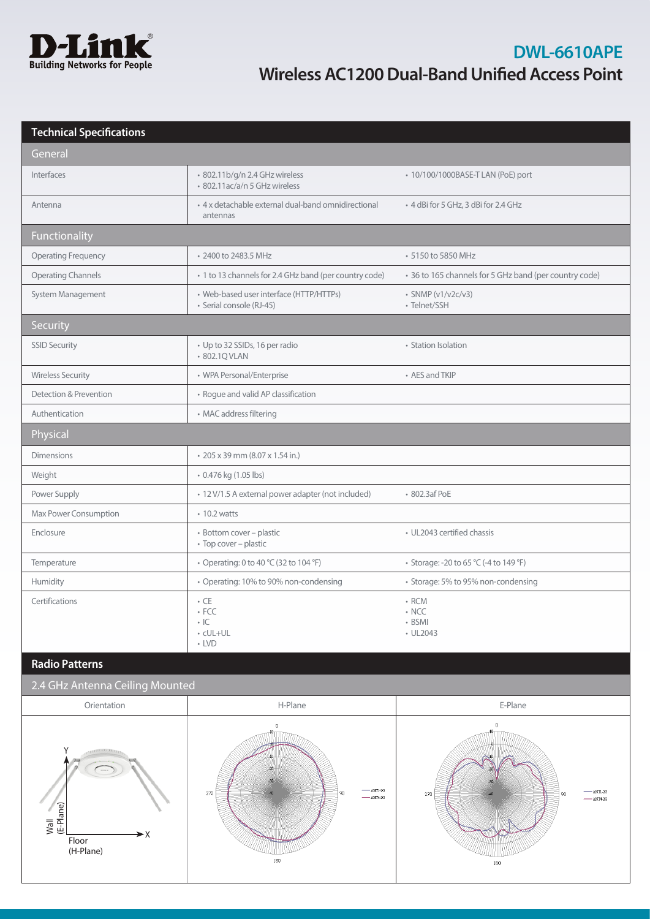# DWL-6610APE

## Wireless AC1200 Dual-Band Unified Access Point

### Technical Specifications

| General | | |
|---|---|---|
| Interfaces | • 802.11b/g/n 2.4 GHz wireless<br>• 802.11ac/a/n 5 GHz wireless | • 10/100/1000BASE-T LAN (PoE) port |
| Antenna | • 4 x detachable external dual-band omnidirectional antennas | • 4 dBi for 5 GHz, 3 dBi for 2.4 GHz |
| **Functionality** | | |
| Operating Frequency | • 2400 to 2483.5 MHz | • 5150 to 5850 MHz |
| Operating Channels | • 1 to 13 channels for 2.4 GHz band (per country code) | • 36 to 165 channels for 5 GHz band (per country code) |
| System Management | • Web-based user interface (HTTP/HTTPs)<br>• Serial console (RJ-45) | • SNMP (v1/v2c/v3)<br>• Telnet/SSH |
| **Security** | | |
| SSID Security | • Up to 32 SSIDs, 16 per radio<br>• 802.1Q VLAN | • Station Isolation |
| Wireless Security | • WPA Personal/Enterprise | • AES and TKIP |
| Detection & Prevention | • Rogue and valid AP classification | |
| Authentication | • MAC address filtering | |
| **Physical** | | |
| Dimensions | • 205 x 39 mm (8.07 x 1.54 in.) | |
| Weight | • 0.476 kg (1.05 lbs) | |
| Power Supply | • 12 V/1.5 A external power adapter (not included) | • 802.3af PoE |
| Max Power Consumption | • 10.2 watts | |
| Enclosure | • Bottom cover – plastic<br>• Top cover – plastic | • UL2043 certified chassis |
| Temperature | • Operating: 0 to 40 °C (32 to 104 °F) | • Storage: -20 to 65 °C (-4 to 149 °F) |
| Humidity | • Operating: 10% to 90% non-condensing | • Storage: 5% to 95% non-condensing |
| Certifications | • CE<br>• FCC<br>• IC<br>• cUL+UL<br>• LVD | • RCM<br>• NCC<br>• BSMI<br>• UL2043 |

### Radio Patterns

#### 2.4 GHz Antenna Ceiling Mounted

| Orientation | H-Plane | E-Plane |
|---|---|---|
| Y / X; Wall (E-Plane); Floor (H-Plane) | ANT1-2G, ANT4-2G | ANT1-2G, ANT4-2G |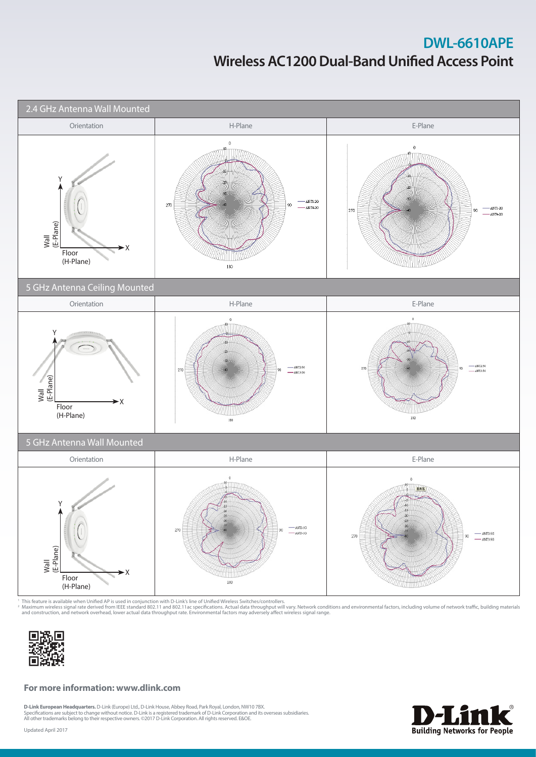# DWL-6610APE

## Wireless AC1200 Dual-Band Unified Access Point

### 2.4 GHz Antenna Wall Mounted

Orientation | H-Plane | E-Plane

Y
Wall (E-Plane)
X
Floor (H-Plane)

0
270
90
180
ANT1-2G
ANT4-2G

### 5 GHz Antenna Ceiling Mounted

Orientation | H-Plane | E-Plane

Y
Wall (E-Plane)
X
Floor (H-Plane)

0
270
90
180
ANT2-5G
ANT3-5G

### 5 GHz Antenna Wall Mounted

Orientation | H-Plane | E-Plane

Y
Wall (E-Plane)
X
Floor (H-Plane)

0
270
90
180
ANT2-5G
ANT3-5G

[1] This feature is available when Unified AP is used in conjunction with D-Link's line of Unified Wireless Switches/controllers.
[2] Maximum wireless signal rate derived from IEEE standard 802.11 and 802.11ac specifications. Actual data throughput will vary. Network conditions and environmental factors, including volume of network traffic, building materials and construction, and network overhead, lower actual data throughput rate. Environmental factors may adversely affect wireless signal range.

**For more information: www.dlink.com**

**D-Link European Headquarters.** D-Link (Europe) Ltd., D-Link House, Abbey Road, Park Royal, London, NW10 7BX.
Specifications are subject to change without notice. D-Link is a registered trademark of D-Link Corporation and its overseas subsidiaries.
All other trademarks belong to their respective owners. ©2017 D-Link Corporation. All rights reserved. E&OE.

Updated April 2017

D-Link®
Building Networks for People